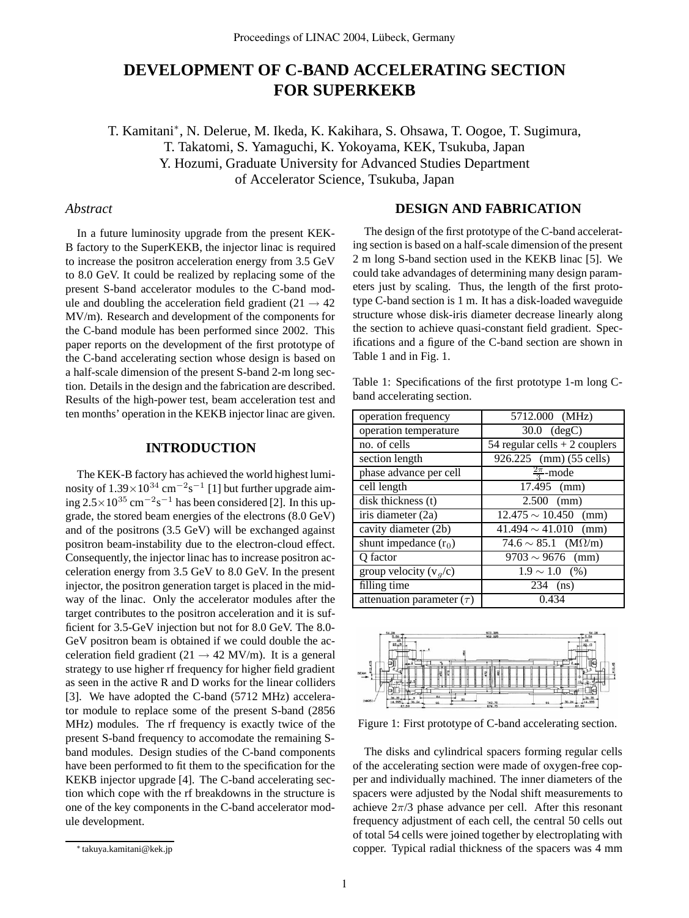# DEVELOPMENT OF C-BAND ACCELERATING SECTION FOR SUPERKEKB

T. Kamitani*, N. Delerue, M. Ikeda, K. Kakihara, S. Ohsawa, T. Oogoe, T. Sugimura, T. Takatomi, S. Yamaguchi, K. Yokoyama, KEK, Tsukuba, Japan
Y. Hozumi, Graduate University for Advanced Studies Department of Accelerator Science, Tsukuba, Japan

## *Abstract*

In a future luminosity upgrade from the present KEK-B factory to the SuperKEKB, the injector linac is required to increase the positron acceleration energy from 3.5 GeV to 8.0 GeV. It could be realized by replacing some of the present S-band accelerator modules to the C-band module and doubling the acceleration field gradient (21 $\rightarrow$ 42 MV/m). Research and development of the components for the C-band module has been performed since 2002. This paper reports on the development of the first prototype of the C-band accelerating section whose design is based on a half-scale dimension of the present S-band 2-m long section. Details in the design and the fabrication are described. Results of the high-power test, beam acceleration test and ten months' operation in the KEKB injector linac are given.

## INTRODUCTION

The KEK-B factory has achieved the world highest luminosity of $1.39\times10^{34}$ cm$^{-2}$s$^{-1}$ [1] but further upgrade aiming $2.5\times10^{35}$ cm$^{-2}$s$^{-1}$ has been considered [2]. In this upgrade, the stored beam energies of the electrons (8.0 GeV) and of the positrons (3.5 GeV) will be exchanged against positron beam-instability due to the electron-cloud effect. Consequently, the injector linac has to increase positron acceleration energy from 3.5 GeV to 8.0 GeV. In the present injector, the positron generation target is placed in the midway of the linac. Only the accelerator modules after the target contributes to the positron acceleration and it is sufficient for 3.5-GeV injection but not for 8.0 GeV. The 8.0-GeV positron beam is obtained if we could double the acceleration field gradient (21 $\rightarrow$ 42 MV/m). It is a general strategy to use higher rf frequency for higher field gradient as seen in the active R and D works for the linear colliders [3]. We have adopted the C-band (5712 MHz) accelerator module to replace some of the present S-band (2856 MHz) modules. The rf frequency is exactly twice of the present S-band frequency to accomodate the remaining S-band modules. Design studies of the C-band components have been performed to fit them to the specification for the KEKB injector upgrade [4]. The C-band accelerating section which cope with the rf breakdowns in the structure is one of the key components in the C-band accelerator module development.

* takuya.kamitani@kek.jp

## DESIGN AND FABRICATION

The design of the first prototype of the C-band accelerating section is based on a half-scale dimension of the present 2 m long S-band section used in the KEKB linac [5]. We could take advandages of determining many design parameters just by scaling. Thus, the length of the first prototype C-band section is 1 m. It has a disk-loaded waveguide structure whose disk-iris diameter decrease linearly along the section to achieve quasi-constant field gradient. Specifications and a figure of the C-band section are shown in Table 1 and in Fig. 1.

Table 1: Specifications of the first prototype 1-m long C-band accelerating section.

| | |
|---|---|
| operation frequency | 5712.000 (MHz) |
| operation temperature | 30.0 (degC) |
| no. of cells | 54 regular cells + 2 couplers |
| section length | 926.225 (mm) (55 cells) |
| phase advance per cell | $\frac{2\pi}{3}$-mode |
| cell length | 17.495 (mm) |
| disk thickness (t) | 2.500 (mm) |
| iris diameter (2a) | 12.475 $\sim$ 10.450 (mm) |
| cavity diameter (2b) | 41.494 $\sim$ 41.010 (mm) |
| shunt impedance ($r_0$) | 74.6 $\sim$ 85.1 (M$\Omega$/m) |
| Q factor | 9703 $\sim$ 9676 (mm) |
| group velocity ($v_g/c$) | 1.9 $\sim$ 1.0 (%) |
| filling time | 234 (ns) |
| attenuation parameter ($\tau$) | 0.434 |

Figure 1: First prototype of C-band accelerating section.

The disks and cylindrical spacers forming regular cells of the accelerating section were made of oxygen-free copper and individually machined. The inner diameters of the spacers were adjusted by the Nodal shift measurements to achieve $2\pi/3$ phase advance per cell. After this resonant frequency adjustment of each cell, the central 50 cells out of total 54 cells were joined together by electroplating with copper. Typical radial thickness of the spacers was 4 mm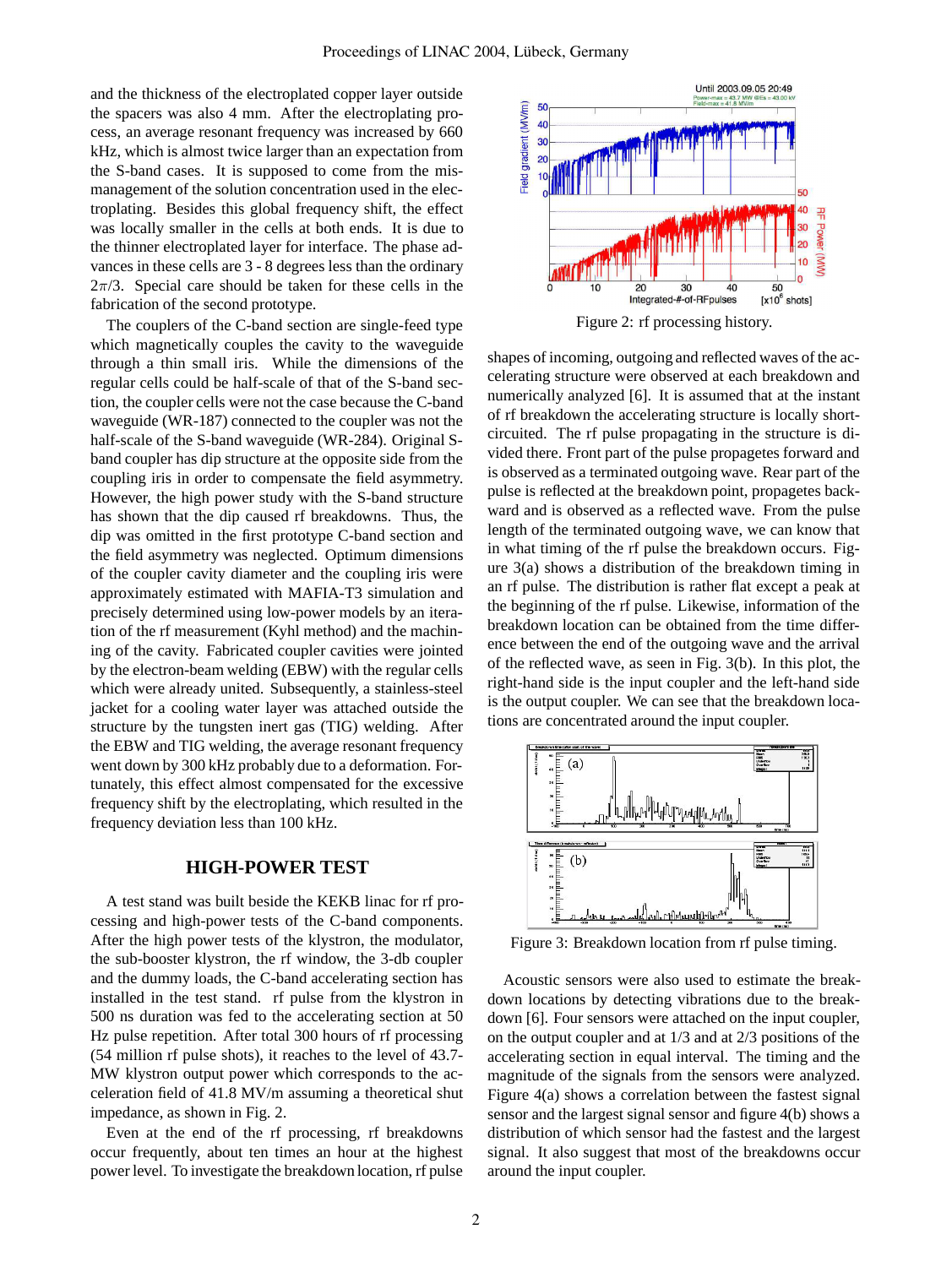and the thickness of the electroplated copper layer outside the spacers was also 4 mm. After the electroplating process, an average resonant frequency was increased by 660 kHz, which is almost twice larger than an expectation from the S-band cases. It is supposed to come from the mismanagement of the solution concentration used in the electroplating. Besides this global frequency shift, the effect was locally smaller in the cells at both ends. It is due to the thinner electroplated layer for interface. The phase advances in these cells are 3 - 8 degrees less than the ordinary $2\pi/3$. Special care should be taken for these cells in the fabrication of the second prototype.

The couplers of the C-band section are single-feed type which magnetically couples the cavity to the waveguide through a thin small iris. While the dimensions of the regular cells could be half-scale of that of the S-band section, the coupler cells were not the case because the C-band waveguide (WR-187) connected to the coupler was not the half-scale of the S-band waveguide (WR-284). Original S-band coupler has dip structure at the opposite side from the coupling iris in order to compensate the field asymmetry. However, the high power study with the S-band structure has shown that the dip caused rf breakdowns. Thus, the dip was omitted in the first prototype C-band section and the field asymmetry was neglected. Optimum dimensions of the coupler cavity diameter and the coupling iris were approximately estimated with MAFIA-T3 simulation and precisely determined using low-power models by an iteration of the rf measurement (Kyhl method) and the machining of the cavity. Fabricated coupler cavities were jointed by the electron-beam welding (EBW) with the regular cells which were already united. Subsequently, a stainless-steel jacket for a cooling water layer was attached outside the structure by the tungsten inert gas (TIG) welding. After the EBW and TIG welding, the average resonant frequency went down by 300 kHz probably due to a deformation. Fortunately, this effect almost compensated for the excessive frequency shift by the electroplating, which resulted in the frequency deviation less than 100 kHz.

## HIGH-POWER TEST

A test stand was built beside the KEKB linac for rf processing and high-power tests of the C-band components. After the high power tests of the klystron, the modulator, the sub-booster klystron, the rf window, the 3-db coupler and the dummy loads, the C-band accelerating section has installed in the test stand. rf pulse from the klystron in 500 ns duration was fed to the accelerating section at 50 Hz pulse repetition. After total 300 hours of rf processing (54 million rf pulse shots), it reaches to the level of 43.7-MW klystron output power which corresponds to the acceleration field of 41.8 MV/m assuming a theoretical shut impedance, as shown in Fig. 2.

Even at the end of the rf processing, rf breakdowns occur frequently, about ten times an hour at the highest power level. To investigate the breakdown location, rf pulse shapes of incoming, outgoing and reflected waves of the accelerating structure were observed at each breakdown and numerically analyzed [6]. It is assumed that at the instant of rf breakdown the accelerating structure is locally short-circuited. The rf pulse propagating in the structure is divided there. Front part of the pulse propagetes forward and is observed as a terminated outgoing wave. Rear part of the pulse is reflected at the breakdown point, propagetes backward and is observed as a reflected wave. From the pulse length of the terminated outgoing wave, we can know that in what timing of the rf pulse the breakdown occurs. Figure 3(a) shows a distribution of the breakdown timing in an rf pulse. The distribution is rather flat except a peak at the beginning of the rf pulse. Likewise, information of the breakdown location can be obtained from the time difference between the end of the outgoing wave and the arrival of the reflected wave, as seen in Fig. 3(b). In this plot, the right-hand side is the input coupler and the left-hand side is the output coupler. We can see that the breakdown locations are concentrated around the input coupler.

Figure 2: rf processing history.

Figure 3: Breakdown location from rf pulse timing.

Acoustic sensors were also used to estimate the breakdown locations by detecting vibrations due to the breakdown [6]. Four sensors were attached on the input coupler, on the output coupler and at 1/3 and at 2/3 positions of the accelerating section in equal interval. The timing and the magnitude of the signals from the sensors were analyzed. Figure 4(a) shows a correlation between the fastest signal sensor and the largest signal sensor and figure 4(b) shows a distribution of which sensor had the fastest and the largest signal. It also suggest that most of the breakdowns occur around the input coupler.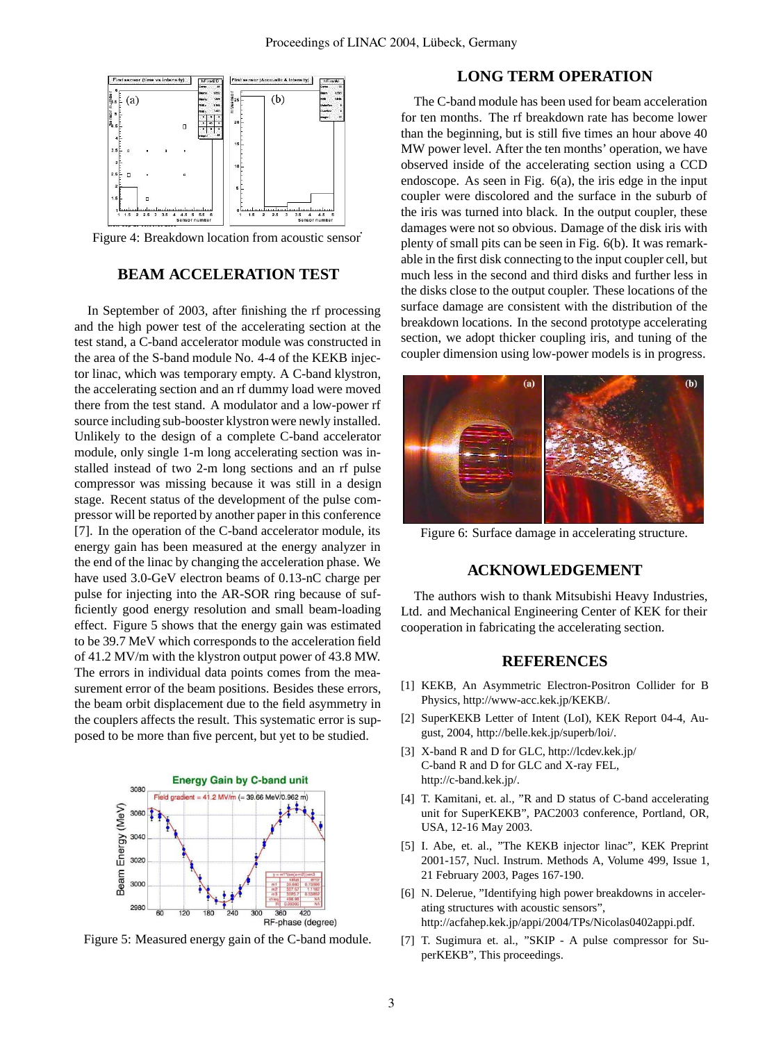Figure 4: Breakdown location from acoustic sensor.

## BEAM ACCELERATION TEST

In September of 2003, after finishing the rf processing and the high power test of the accelerating section at the test stand, a C-band accelerator module was constructed in the area of the S-band module No. 4-4 of the KEKB injector linac, which was temporary empty. A C-band klystron, the accelerating section and an rf dummy load were moved there from the test stand. A modulator and a low-power rf source including sub-booster klystron were newly installed. Unlikely to the design of a complete C-band accelerator module, only single 1-m long accelerating section was installed instead of two 2-m long sections and an rf pulse compressor was missing because it was still in a design stage. Recent status of the development of the pulse compressor will be reported by another paper in this conference [7]. In the operation of the C-band accelerator module, its energy gain has been measured at the energy analyzer in the end of the linac by changing the acceleration phase. We have used 3.0-GeV electron beams of 0.13-nC charge per pulse for injecting into the AR-SOR ring because of sufficiently good energy resolution and small beam-loading effect. Figure 5 shows that the energy gain was estimated to be 39.7 MeV which corresponds to the acceleration field of 41.2 MV/m with the klystron output power of 43.8 MW. The errors in individual data points comes from the measurement error of the beam positions. Besides these errors, the beam orbit displacement due to the field asymmetry in the couplers affects the result. This systematic error is supposed to be more than five percent, but yet to be studied.

Energy Gain by C-band unit
Field gradient = 41.2 MV/m (= 39.66 MeV/0.962 m)
Beam Energy (MeV)
RF-phase (degree)

Figure 5: Measured energy gain of the C-band module.

## LONG TERM OPERATION

The C-band module has been used for beam acceleration for ten months. The rf breakdown rate has become lower than the beginning, but is still five times an hour above 40 MW power level. After the ten months' operation, we have observed inside of the accelerating section using a CCD endoscope. As seen in Fig. 6(a), the iris edge in the input coupler were discolored and the surface in the suburb of the iris was turned into black. In the output coupler, these damages were not so obvious. Damage of the disk iris with plenty of small pits can be seen in Fig. 6(b). It was remarkable in the first disk connecting to the input coupler cell, but much less in the second and third disks and further less in the disks close to the output coupler. These locations of the surface damage are consistent with the distribution of the breakdown locations. In the second prototype accelerating section, we adopt thicker coupling iris, and tuning of the coupler dimension using low-power models is in progress.

Figure 6: Surface damage in accelerating structure.

## ACKNOWLEDGEMENT

The authors wish to thank Mitsubishi Heavy Industries, Ltd. and Mechanical Engineering Center of KEK for their cooperation in fabricating the accelerating section.

## REFERENCES

[1] KEKB, An Asymmetric Electron-Positron Collider for B Physics, http://www-acc.kek.jp/KEKB/.

[2] SuperKEKB Letter of Intent (LoI), KEK Report 04-4, August, 2004, http://belle.kek.jp/superb/loi/.

[3] X-band R and D for GLC, http://lcdev.kek.jp/
C-band R and D for GLC and X-ray FEL,
http://c-band.kek.jp/.

[4] T. Kamitani, et. al., "R and D status of C-band accelerating unit for SuperKEKB", PAC2003 conference, Portland, OR, USA, 12-16 May 2003.

[5] I. Abe, et. al., "The KEKB injector linac", KEK Preprint 2001-157, Nucl. Instrum. Methods A, Volume 499, Issue 1, 21 February 2003, Pages 167-190.

[6] N. Delerue, "Identifying high power breakdowns in accelerating structures with acoustic sensors", http://acfahep.kek.jp/appi/2004/TPs/Nicolas0402appi.pdf.

[7] T. Sugimura et. al., "SKIP - A pulse compressor for SuperKEKB", This proceedings.